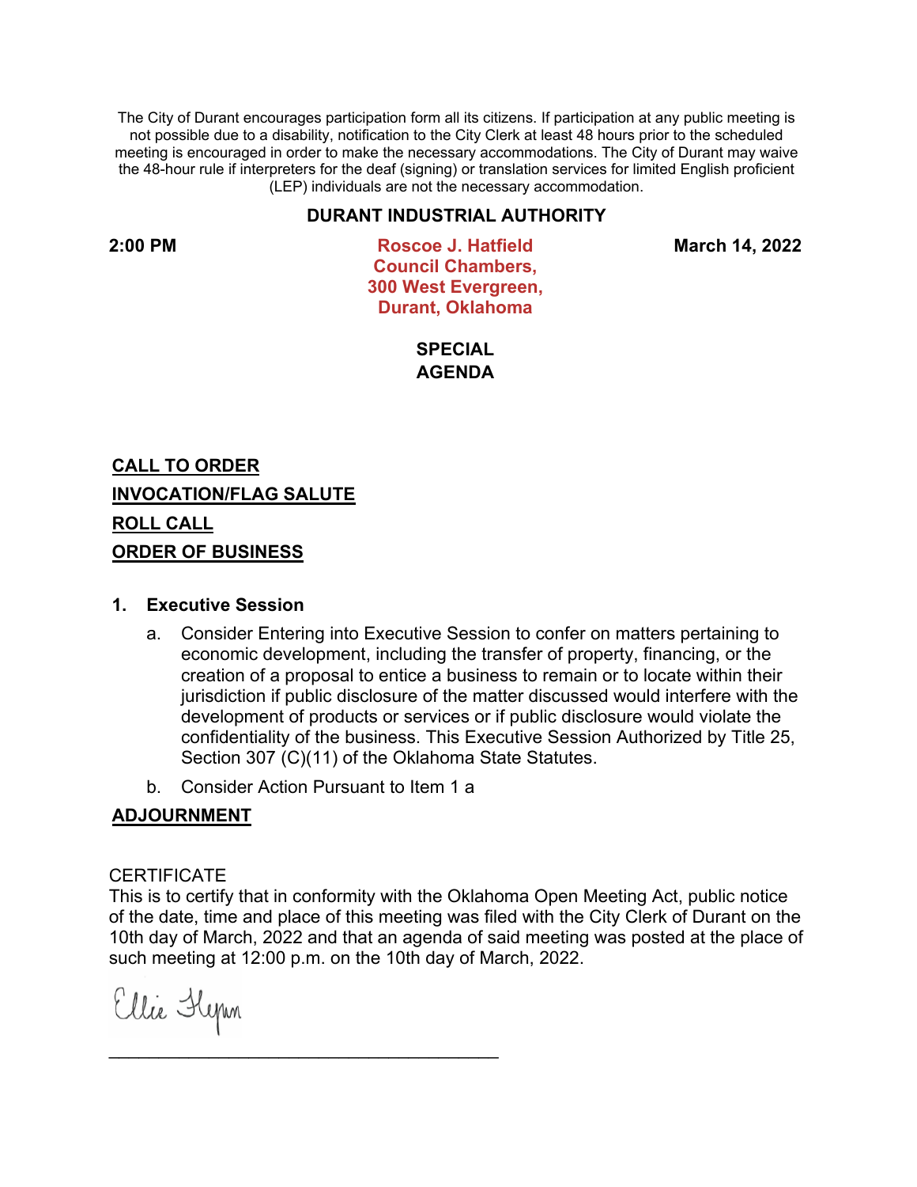The City of Durant encourages participation form all its citizens. If participation at any public meeting is not possible due to a disability, notification to the City Clerk at least 48 hours prior to the scheduled meeting is encouraged in order to make the necessary accommodations. The City of Durant may waive the 48-hour rule if interpreters for the deaf (signing) or translation services for limited English proficient (LEP) individuals are not the necessary accommodation.

## DURANT INDUSTRIAL AUTHORITY

**2:00 PM**

**Roscoe J. Hatfield Council Chambers, 300 West Evergreen, Durant, Oklahoma**

**March 14, 2022**

## SPECIAL AGENDA

**CALL TO ORDER**

**INVOCATION/FLAG SALUTE**

**ROLL CALL**

**ORDER OF BUSINESS**

1. **Executive Session**
   a. Consider Entering into Executive Session to confer on matters pertaining to economic development, including the transfer of property, financing, or the creation of a proposal to entice a business to remain or to locate within their jurisdiction if public disclosure of the matter discussed would interfere with the development of products or services or if public disclosure would violate the confidentiality of the business. This Executive Session Authorized by Title 25, Section 307 (C)(11) of the Oklahoma State Statutes.
   b. Consider Action Pursuant to Item 1 a

**ADJOURNMENT**

CERTIFICATE
This is to certify that in conformity with the Oklahoma Open Meeting Act, public notice of the date, time and place of this meeting was filed with the City Clerk of Durant on the 10th day of March, 2022 and that an agenda of said meeting was posted at the place of such meeting at 12:00 p.m. on the 10th day of March, 2022.

Ellie Flynn
\_\_\_\_\_\_\_\_\_\_\_\_\_\_\_\_\_\_\_\_\_\_\_\_\_\_\_\_\_\_\_\_\_\_\_\_\_\_\_\_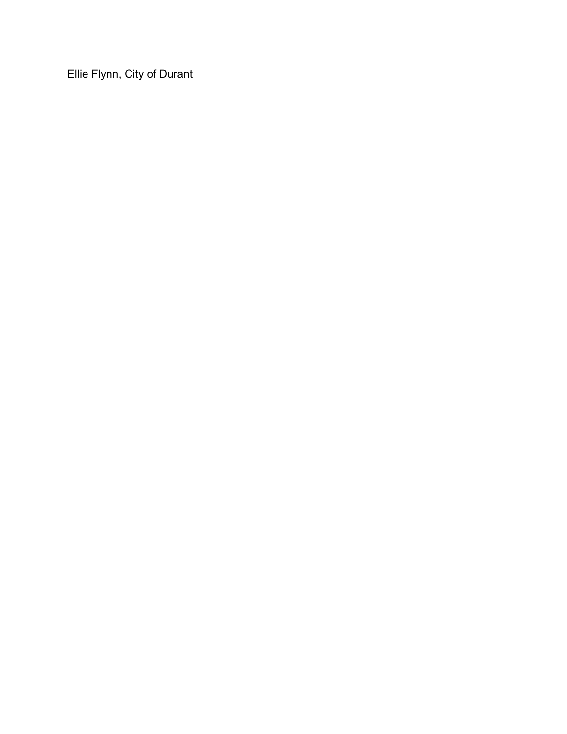Ellie Flynn, City of Durant